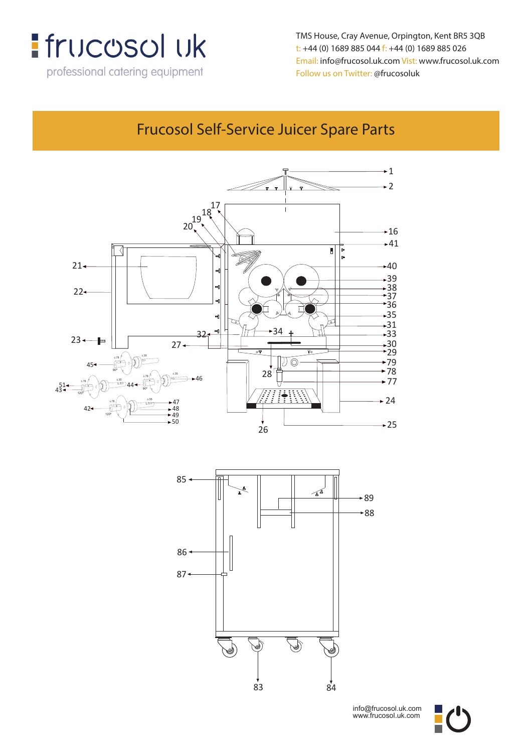# frucosol uk

professional catering equipment

TMS House, Cray Avenue, Orpington, Kent BR5 3QB
t: +44 (0) 1689 885 044 f: +44 (0) 1689 885 026
Email: info@frucosol.uk.com Vist: www.frucosol.uk.com
Follow us on Twitter: @frucosoluk

## Frucosol Self-Service Juicer Spare Parts

info@frucosol.uk.com
www.frucosol.uk.com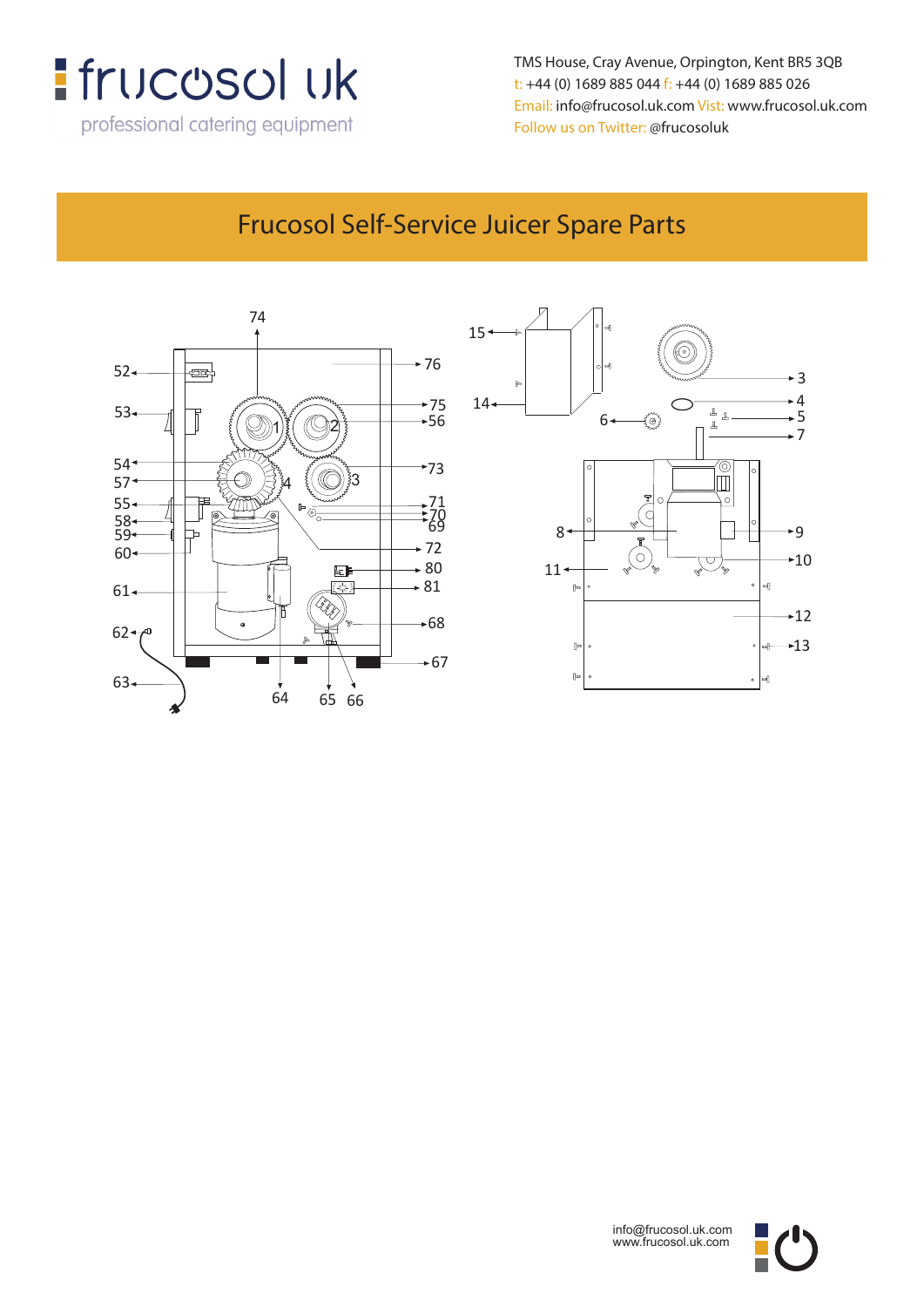frucosol uk

professional catering equipment

TMS House, Cray Avenue, Orpington, Kent BR5 3QB
t: +44 (0) 1689 885 044 f: +44 (0) 1689 885 026
Email: info@frucosol.uk.com Visit: www.frucosol.uk.com
Follow us on Twitter: @frucosoluk

# Frucosol Self-Service Juicer Spare Parts

74 76 52 53 75 56 1 2 54 57 73 3 4 55 71 70 58 69 59 60 72 80 61 81 68 62 67 63 64 65 66

15 14 6 3 4 5 7 8 9 11 10 12 13

info@frucosol.uk.com
www.frucosol.uk.com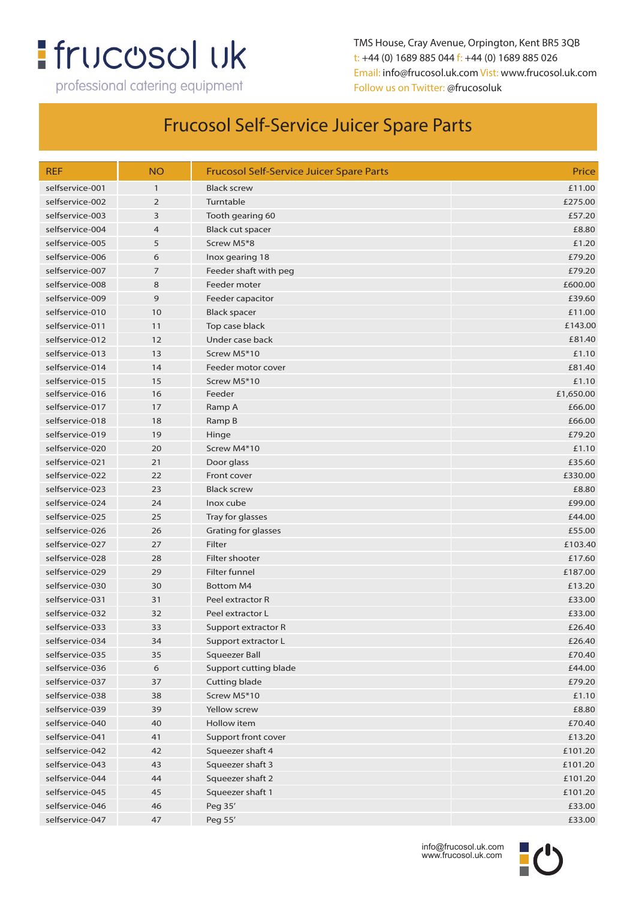frucosol uk
professional catering equipment

TMS House, Cray Avenue, Orpington, Kent BR5 3QB
t: +44 (0) 1689 885 044 f: +44 (0) 1689 885 026
Email: info@frucosol.uk.com Visit: www.frucosol.uk.com
Follow us on Twitter: @frucosoluk

# Frucosol Self-Service Juicer Spare Parts

| REF | NO | Frucosol Self-Service Juicer Spare Parts | Price |
|---|---|---|---|
| selfservice-001 | 1 | Black screw | £11.00 |
| selfservice-002 | 2 | Turntable | £275.00 |
| selfservice-003 | 3 | Tooth gearing 60 | £57.20 |
| selfservice-004 | 4 | Black cut spacer | £8.80 |
| selfservice-005 | 5 | Screw M5*8 | £1.20 |
| selfservice-006 | 6 | Inox gearing 18 | £79.20 |
| selfservice-007 | 7 | Feeder shaft with peg | £79.20 |
| selfservice-008 | 8 | Feeder moter | £600.00 |
| selfservice-009 | 9 | Feeder capacitor | £39.60 |
| selfservice-010 | 10 | Black spacer | £11.00 |
| selfservice-011 | 11 | Top case black | £143.00 |
| selfservice-012 | 12 | Under case back | £81.40 |
| selfservice-013 | 13 | Screw M5*10 | £1.10 |
| selfservice-014 | 14 | Feeder motor cover | £81.40 |
| selfservice-015 | 15 | Screw M5*10 | £1.10 |
| selfservice-016 | 16 | Feeder | £1,650.00 |
| selfservice-017 | 17 | Ramp A | £66.00 |
| selfservice-018 | 18 | Ramp B | £66.00 |
| selfservice-019 | 19 | Hinge | £79.20 |
| selfservice-020 | 20 | Screw M4*10 | £1.10 |
| selfservice-021 | 21 | Door glass | £35.60 |
| selfservice-022 | 22 | Front cover | £330.00 |
| selfservice-023 | 23 | Black screw | £8.80 |
| selfservice-024 | 24 | Inox cube | £99.00 |
| selfservice-025 | 25 | Tray for glasses | £44.00 |
| selfservice-026 | 26 | Grating for glasses | £55.00 |
| selfservice-027 | 27 | Filter | £103.40 |
| selfservice-028 | 28 | Filter shooter | £17.60 |
| selfservice-029 | 29 | Filter funnel | £187.00 |
| selfservice-030 | 30 | Bottom M4 | £13.20 |
| selfservice-031 | 31 | Peel extractor R | £33.00 |
| selfservice-032 | 32 | Peel extractor L | £33.00 |
| selfservice-033 | 33 | Support extractor R | £26.40 |
| selfservice-034 | 34 | Support extractor L | £26.40 |
| selfservice-035 | 35 | Squeezer Ball | £70.40 |
| selfservice-036 | 6 | Support cutting blade | £44.00 |
| selfservice-037 | 37 | Cutting blade | £79.20 |
| selfservice-038 | 38 | Screw M5*10 | £1.10 |
| selfservice-039 | 39 | Yellow screw | £8.80 |
| selfservice-040 | 40 | Hollow item | £70.40 |
| selfservice-041 | 41 | Support front cover | £13.20 |
| selfservice-042 | 42 | Squeezer shaft 4 | £101.20 |
| selfservice-043 | 43 | Squeezer shaft 3 | £101.20 |
| selfservice-044 | 44 | Squeezer shaft 2 | £101.20 |
| selfservice-045 | 45 | Squeezer shaft 1 | £101.20 |
| selfservice-046 | 46 | Peg 35' | £33.00 |
| selfservice-047 | 47 | Peg 55' | £33.00 |

info@frucosol.uk.com
www.frucosol.uk.com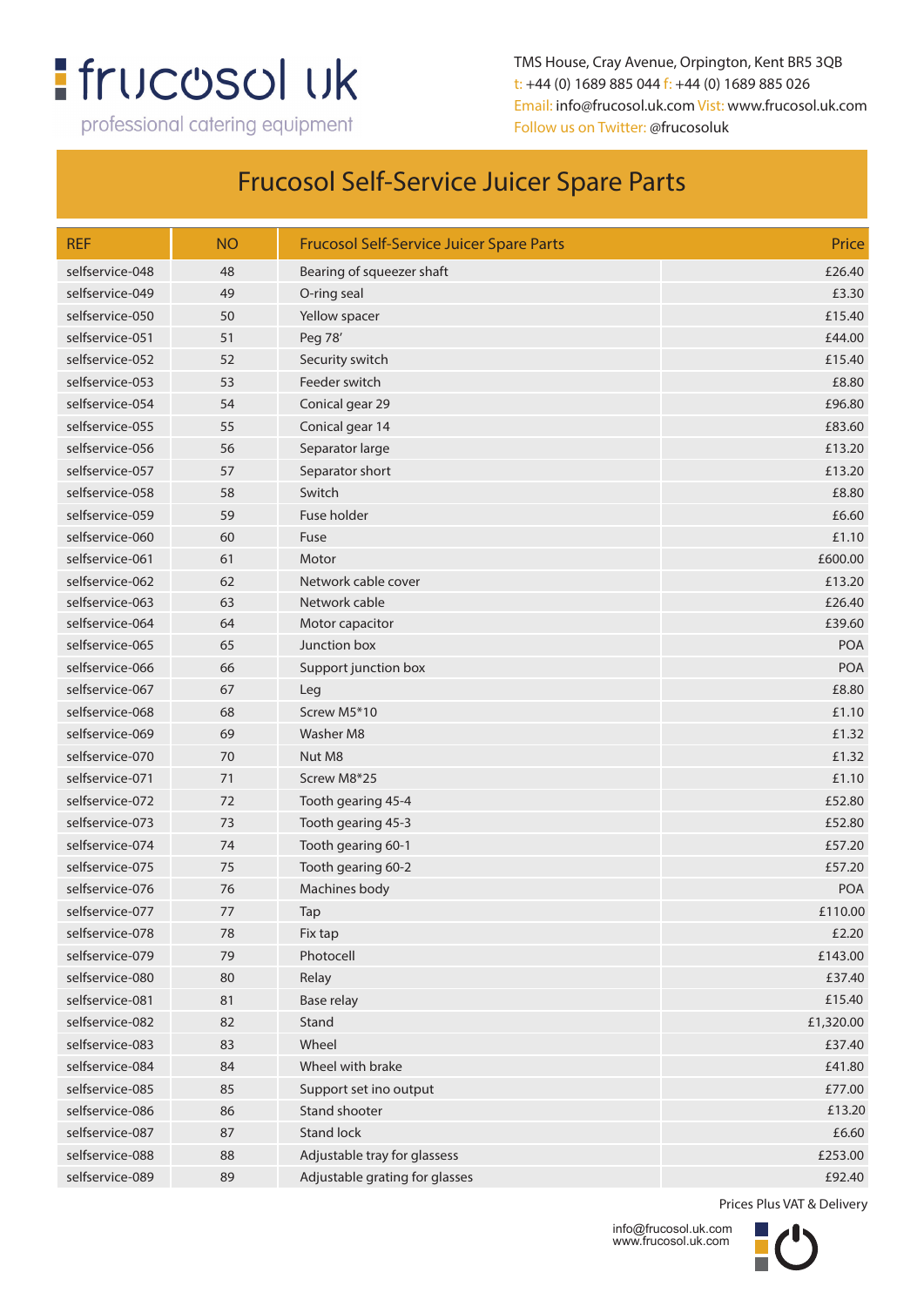frucosol uk

professional catering equipment

TMS House, Cray Avenue, Orpington, Kent BR5 3QB
t: +44 (0) 1689 885 044 f: +44 (0) 1689 885 026
Email: info@frucosol.uk.com Visit: www.frucosol.uk.com
Follow us on Twitter: @frucosoluk

# Frucosol Self-Service Juicer Spare Parts

| REF | NO | Frucosol Self-Service Juicer Spare Parts | Price |
|---|---|---|---|
| selfservice-048 | 48 | Bearing of squeezer shaft | £26.40 |
| selfservice-049 | 49 | O-ring seal | £3.30 |
| selfservice-050 | 50 | Yellow spacer | £15.40 |
| selfservice-051 | 51 | Peg 78' | £44.00 |
| selfservice-052 | 52 | Security switch | £15.40 |
| selfservice-053 | 53 | Feeder switch | £8.80 |
| selfservice-054 | 54 | Conical gear 29 | £96.80 |
| selfservice-055 | 55 | Conical gear 14 | £83.60 |
| selfservice-056 | 56 | Separator large | £13.20 |
| selfservice-057 | 57 | Separator short | £13.20 |
| selfservice-058 | 58 | Switch | £8.80 |
| selfservice-059 | 59 | Fuse holder | £6.60 |
| selfservice-060 | 60 | Fuse | £1.10 |
| selfservice-061 | 61 | Motor | £600.00 |
| selfservice-062 | 62 | Network cable cover | £13.20 |
| selfservice-063 | 63 | Network cable | £26.40 |
| selfservice-064 | 64 | Motor capacitor | £39.60 |
| selfservice-065 | 65 | Junction box | POA |
| selfservice-066 | 66 | Support junction box | POA |
| selfservice-067 | 67 | Leg | £8.80 |
| selfservice-068 | 68 | Screw M5*10 | £1.10 |
| selfservice-069 | 69 | Washer M8 | £1.32 |
| selfservice-070 | 70 | Nut M8 | £1.32 |
| selfservice-071 | 71 | Screw M8*25 | £1.10 |
| selfservice-072 | 72 | Tooth gearing 45-4 | £52.80 |
| selfservice-073 | 73 | Tooth gearing 45-3 | £52.80 |
| selfservice-074 | 74 | Tooth gearing 60-1 | £57.20 |
| selfservice-075 | 75 | Tooth gearing 60-2 | £57.20 |
| selfservice-076 | 76 | Machines body | POA |
| selfservice-077 | 77 | Tap | £110.00 |
| selfservice-078 | 78 | Fix tap | £2.20 |
| selfservice-079 | 79 | Photocell | £143.00 |
| selfservice-080 | 80 | Relay | £37.40 |
| selfservice-081 | 81 | Base relay | £15.40 |
| selfservice-082 | 82 | Stand | £1,320.00 |
| selfservice-083 | 83 | Wheel | £37.40 |
| selfservice-084 | 84 | Wheel with brake | £41.80 |
| selfservice-085 | 85 | Support set ino output | £77.00 |
| selfservice-086 | 86 | Stand shooter | £13.20 |
| selfservice-087 | 87 | Stand lock | £6.60 |
| selfservice-088 | 88 | Adjustable tray for glassess | £253.00 |
| selfservice-089 | 89 | Adjustable grating for glasses | £92.40 |

Prices Plus VAT & Delivery

info@frucosol.uk.com
www.frucosol.uk.com